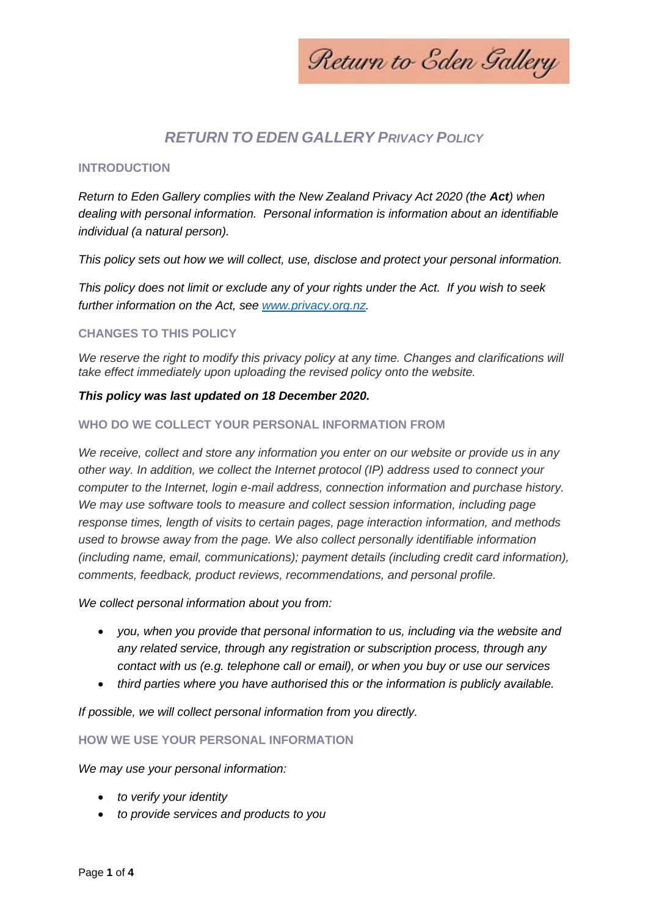Return to Eden Gallery

# *RETURN TO EDEN GALLERY PRIVACY POLICY*

## INTRODUCTION

*Return to Eden Gallery complies with the New Zealand Privacy Act 2020 (the **Act**) when dealing with personal information. Personal information is information about an identifiable individual (a natural person).*

*This policy sets out how we will collect, use, disclose and protect your personal information.*

*This policy does not limit or exclude any of your rights under the Act. If you wish to seek further information on the Act, see [www.privacy.org.nz](http://www.privacy.org.nz).*

## CHANGES TO THIS POLICY

*We reserve the right to modify this privacy policy at any time. Changes and clarifications will take effect immediately upon uploading the revised policy onto the website.*

***This policy was last updated on 18 December 2020.***

## WHO DO WE COLLECT YOUR PERSONAL INFORMATION FROM

*We receive, collect and store any information you enter on our website or provide us in any other way. In addition, we collect the Internet protocol (IP) address used to connect your computer to the Internet, login e-mail address, connection information and purchase history. We may use software tools to measure and collect session information, including page response times, length of visits to certain pages, page interaction information, and methods used to browse away from the page. We also collect personally identifiable information (including name, email, communications); payment details (including credit card information), comments, feedback, product reviews, recommendations, and personal profile.*

*We collect personal information about you from:*

- *you, when you provide that personal information to us, including via the website and any related service, through any registration or subscription process, through any contact with us (e.g. telephone call or email), or when you buy or use our services*
- *third parties where you have authorised this or the information is publicly available.*

*If possible, we will collect personal information from you directly.*

## HOW WE USE YOUR PERSONAL INFORMATION

*We may use your personal information:*

- *to verify your identity*
- *to provide services and products to you*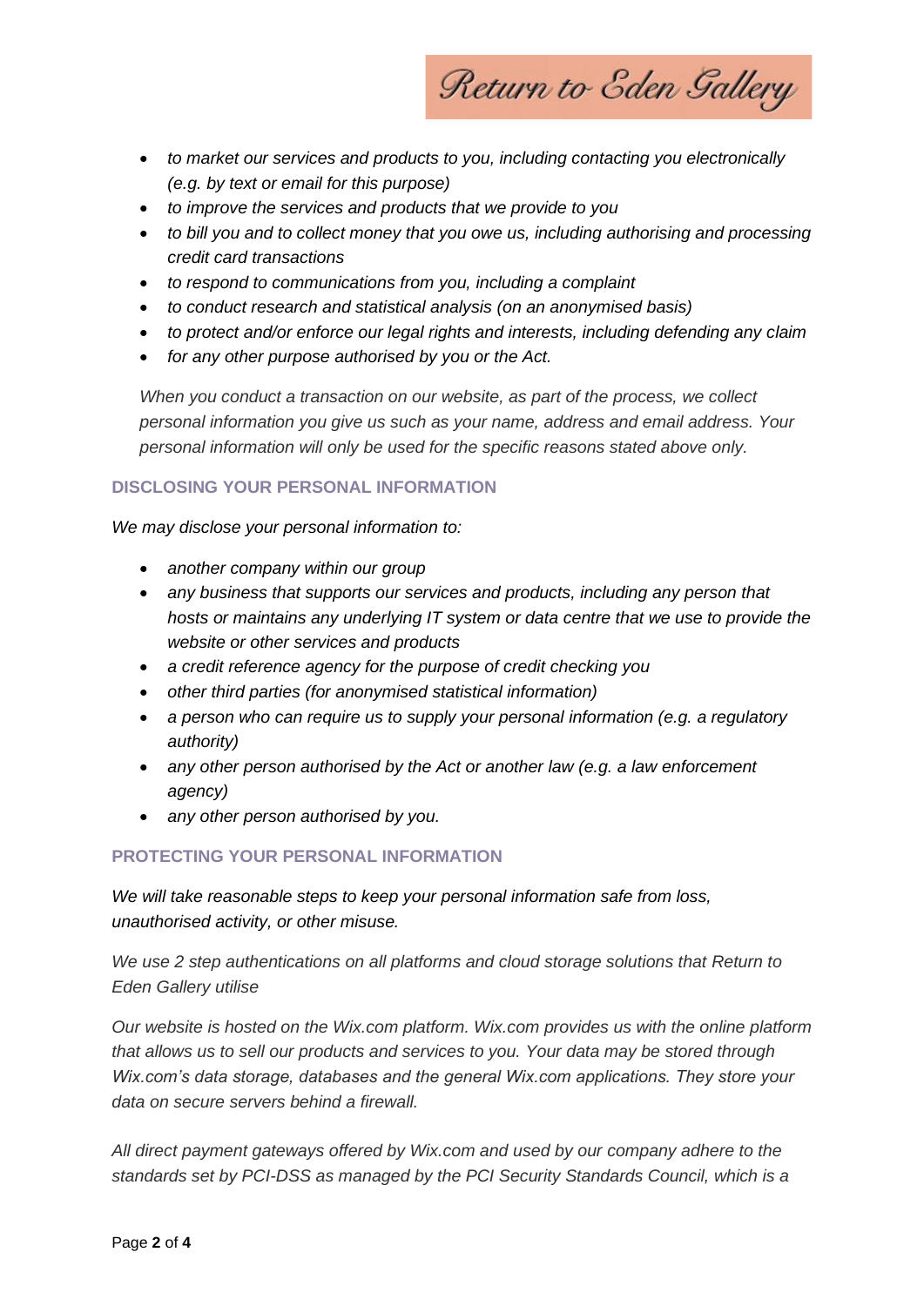- *to market our services and products to you, including contacting you electronically (e.g. by text or email for this purpose)*
- *to improve the services and products that we provide to you*
- *to bill you and to collect money that you owe us, including authorising and processing credit card transactions*
- *to respond to communications from you, including a complaint*
- *to conduct research and statistical analysis (on an anonymised basis)*
- *to protect and/or enforce our legal rights and interests, including defending any claim*
- *for any other purpose authorised by you or the Act.*

*When you conduct a transaction on our website, as part of the process, we collect personal information you give us such as your name, address and email address. Your personal information will only be used for the specific reasons stated above only.*

## DISCLOSING YOUR PERSONAL INFORMATION

*We may disclose your personal information to:*

- *another company within our group*
- *any business that supports our services and products, including any person that hosts or maintains any underlying IT system or data centre that we use to provide the website or other services and products*
- *a credit reference agency for the purpose of credit checking you*
- *other third parties (for anonymised statistical information)*
- *a person who can require us to supply your personal information (e.g. a regulatory authority)*
- *any other person authorised by the Act or another law (e.g. a law enforcement agency)*
- *any other person authorised by you.*

## PROTECTING YOUR PERSONAL INFORMATION

*We will take reasonable steps to keep your personal information safe from loss, unauthorised activity, or other misuse.*

*We use 2 step authentications on all platforms and cloud storage solutions that Return to Eden Gallery utilise*

*Our website is hosted on the Wix.com platform. Wix.com provides us with the online platform that allows us to sell our products and services to you. Your data may be stored through Wix.com's data storage, databases and the general Wix.com applications. They store your data on secure servers behind a firewall.*

*All direct payment gateways offered by Wix.com and used by our company adhere to the standards set by PCI-DSS as managed by the PCI Security Standards Council, which is a*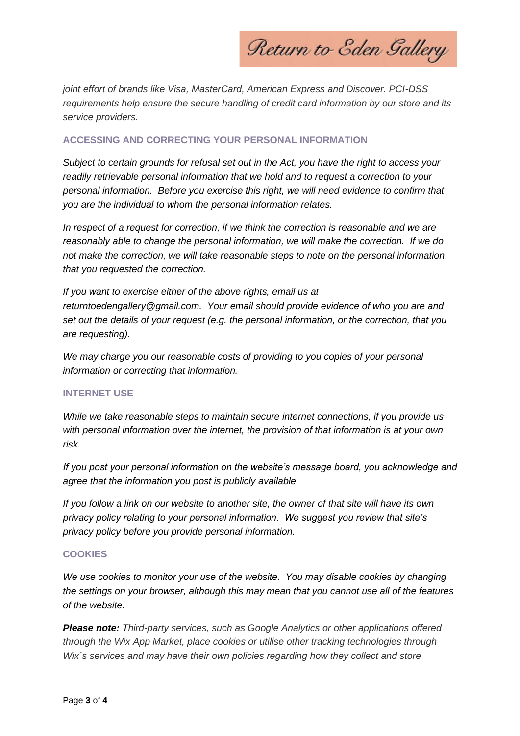*joint effort of brands like Visa, MasterCard, American Express and Discover. PCI-DSS requirements help ensure the secure handling of credit card information by our store and its service providers.*

## ACCESSING AND CORRECTING YOUR PERSONAL INFORMATION

*Subject to certain grounds for refusal set out in the Act, you have the right to access your readily retrievable personal information that we hold and to request a correction to your personal information. Before you exercise this right, we will need evidence to confirm that you are the individual to whom the personal information relates.*

*In respect of a request for correction, if we think the correction is reasonable and we are reasonably able to change the personal information, we will make the correction. If we do not make the correction, we will take reasonable steps to note on the personal information that you requested the correction.*

*If you want to exercise either of the above rights, email us at returntoedengallery@gmail.com. Your email should provide evidence of who you are and set out the details of your request (e.g. the personal information, or the correction, that you are requesting).*

*We may charge you our reasonable costs of providing to you copies of your personal information or correcting that information.*

## INTERNET USE

*While we take reasonable steps to maintain secure internet connections, if you provide us with personal information over the internet, the provision of that information is at your own risk.*

*If you post your personal information on the website's message board, you acknowledge and agree that the information you post is publicly available.*

*If you follow a link on our website to another site, the owner of that site will have its own privacy policy relating to your personal information. We suggest you review that site's privacy policy before you provide personal information.*

## COOKIES

*We use cookies to monitor your use of the website. You may disable cookies by changing the settings on your browser, although this may mean that you cannot use all of the features of the website.*

***Please note:** Third-party services, such as Google Analytics or other applications offered through the Wix App Market, place cookies or utilise other tracking technologies through Wix´s services and may have their own policies regarding how they collect and store*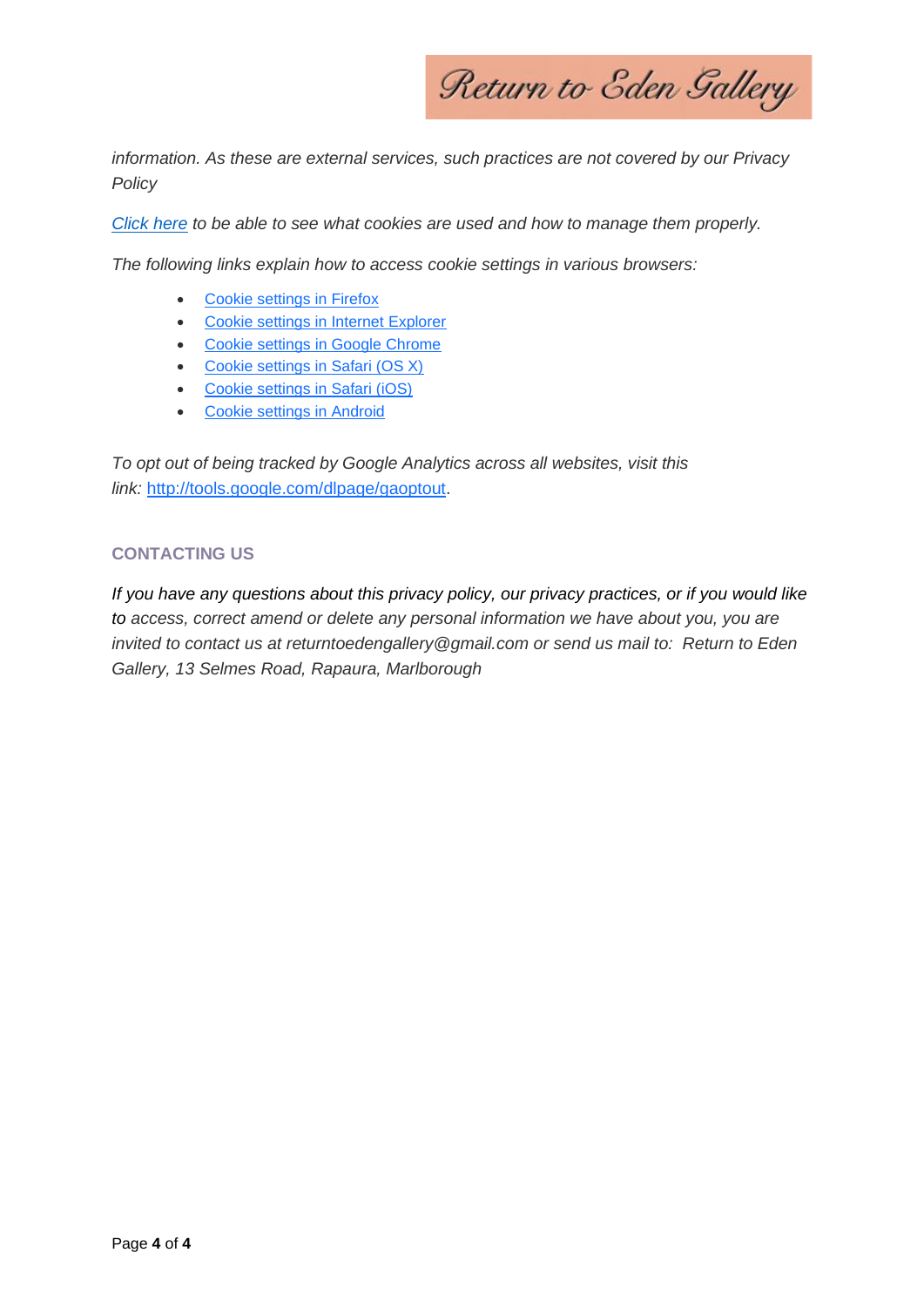*information. As these are external services, such practices are not covered by our Privacy Policy*

*Click here to be able to see what cookies are used and how to manage them properly.*

*The following links explain how to access cookie settings in various browsers:*

- Cookie settings in Firefox
- Cookie settings in Internet Explorer
- Cookie settings in Google Chrome
- Cookie settings in Safari (OS X)
- Cookie settings in Safari (iOS)
- Cookie settings in Android

*To opt out of being tracked by Google Analytics across all websites, visit this link:* http://tools.google.com/dlpage/gaoptout.

## CONTACTING US

*If you have any questions about this privacy policy, our privacy practices, or if you would like to access, correct amend or delete any personal information we have about you, you are invited to contact us at returntoedengallery@gmail.com or send us mail to: Return to Eden Gallery, 13 Selmes Road, Rapaura, Marlborough*